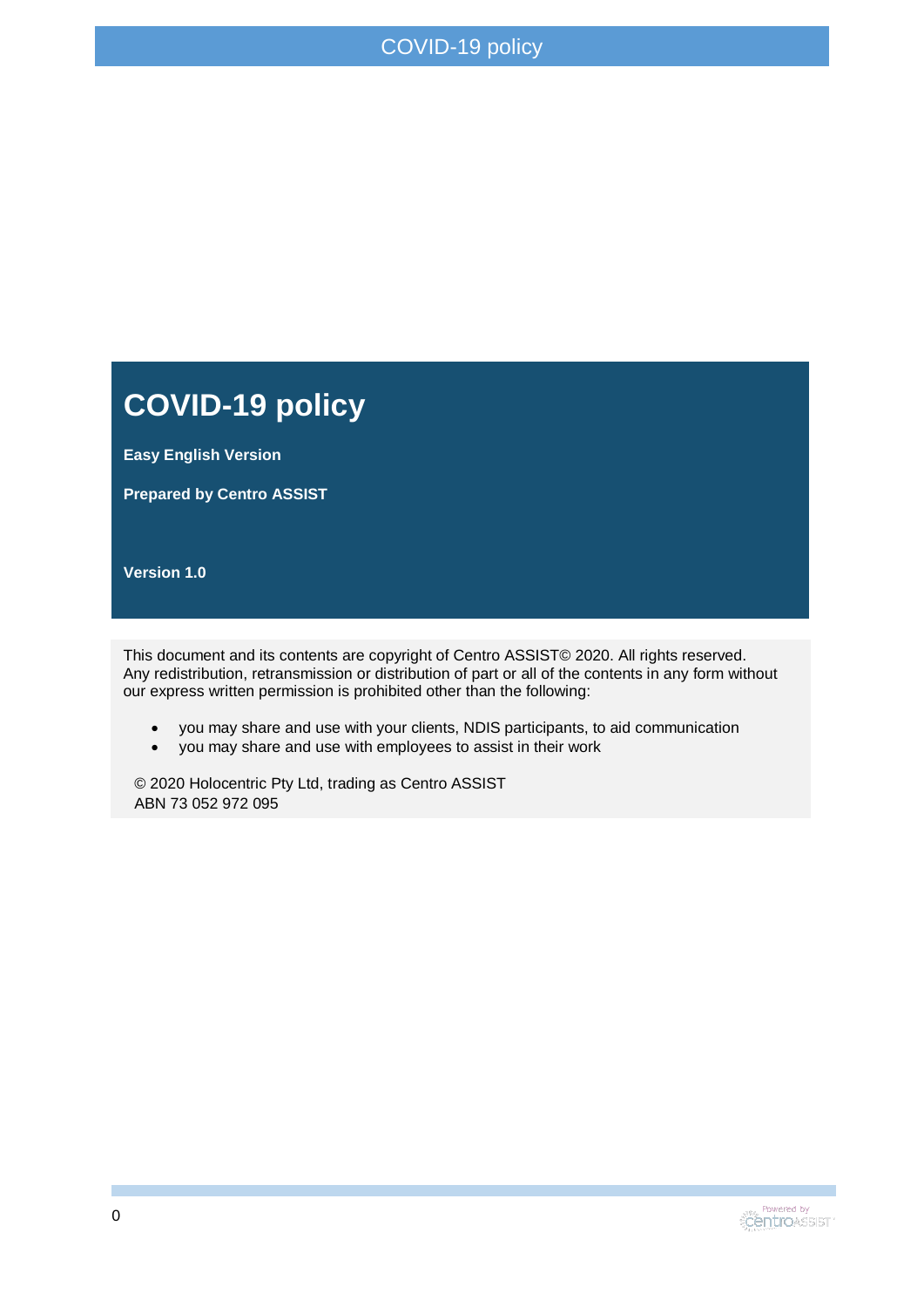# COVID-19 policy

**Easy English Version**

**Prepared by Centro ASSIST**

**Version 1.0**

This document and its contents are copyright of Centro ASSIST© 2020. All rights reserved. Any redistribution, retransmission or distribution of part or all of the contents in any form without our express written permission is prohibited other than the following:

- you may share and use with your clients, NDIS participants, to aid communication
- you may share and use with employees to assist in their work

© 2020 Holocentric Pty Ltd, trading as Centro ASSIST
ABN 73 052 972 095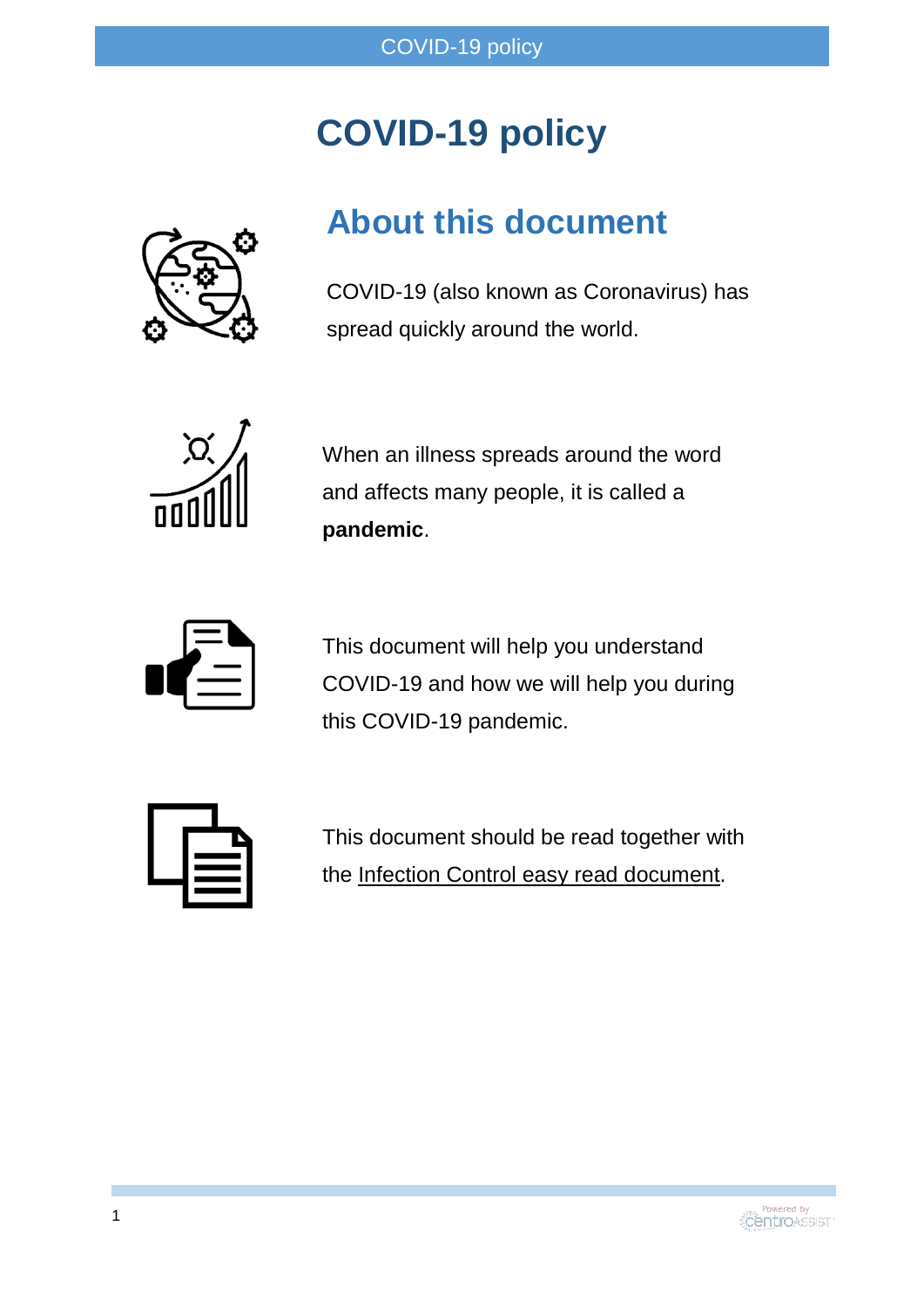# COVID-19 policy

## About this document

COVID-19 (also known as Coronavirus) has spread quickly around the world.

When an illness spreads around the word and affects many people, it is called a **pandemic**.

This document will help you understand COVID-19 and how we will help you during this COVID-19 pandemic.

This document should be read together with the Infection Control easy read document.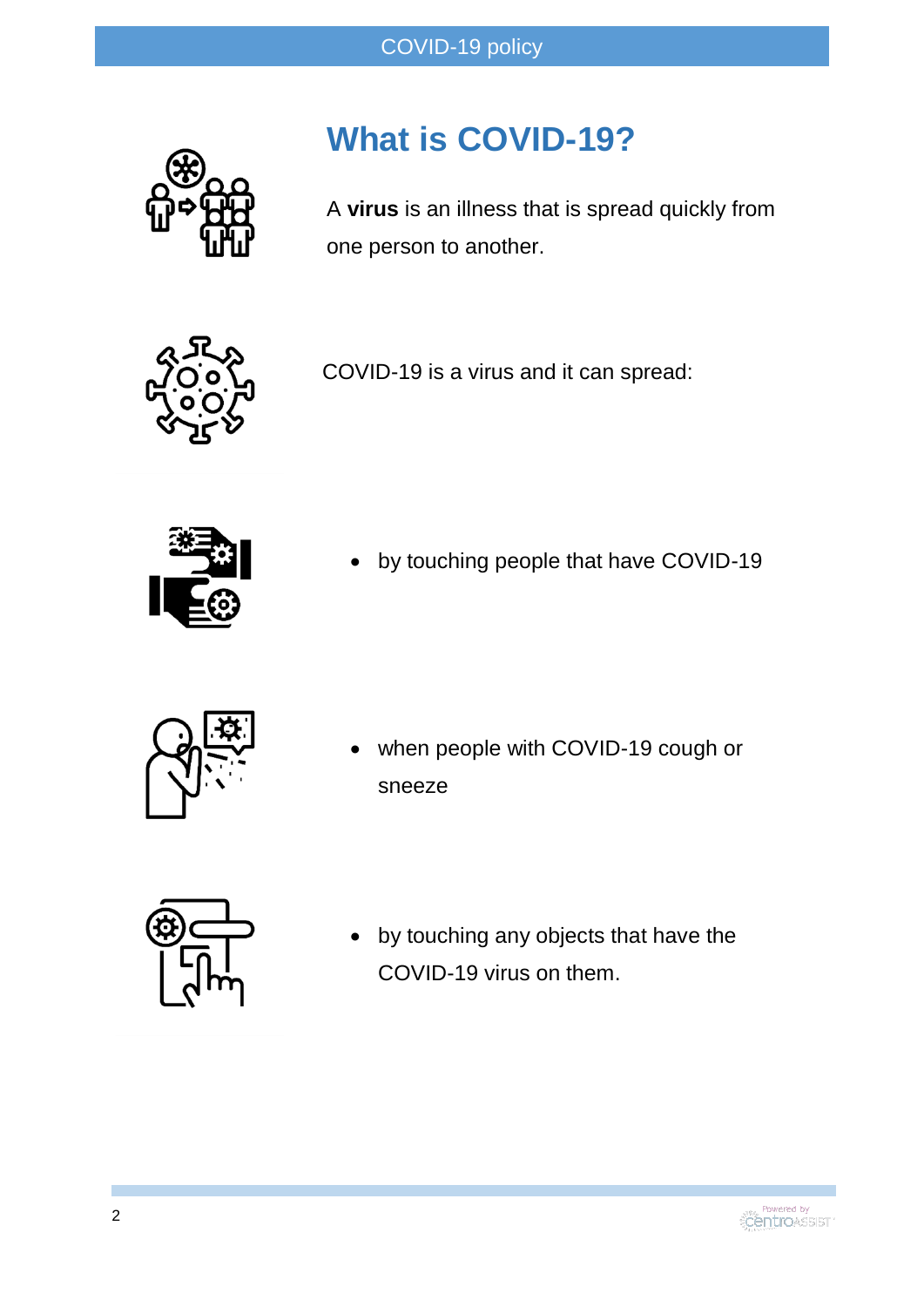# What is COVID-19?

A **virus** is an illness that is spread quickly from one person to another.

COVID-19 is a virus and it can spread:

- by touching people that have COVID-19
- when people with COVID-19 cough or sneeze
- by touching any objects that have the COVID-19 virus on them.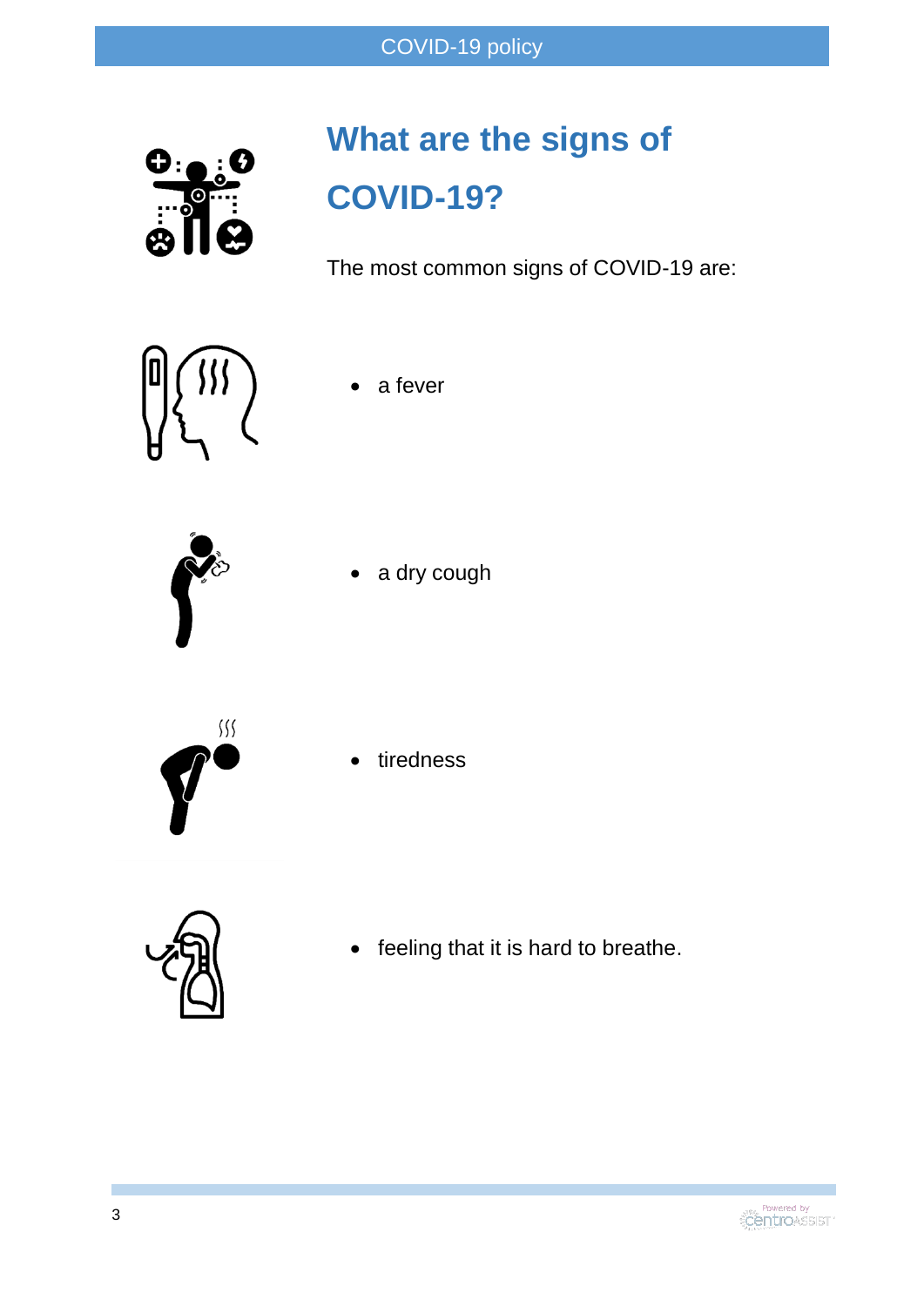# What are the signs of COVID-19?

The most common signs of COVID-19 are:

- a fever
- a dry cough
- tiredness
- feeling that it is hard to breathe.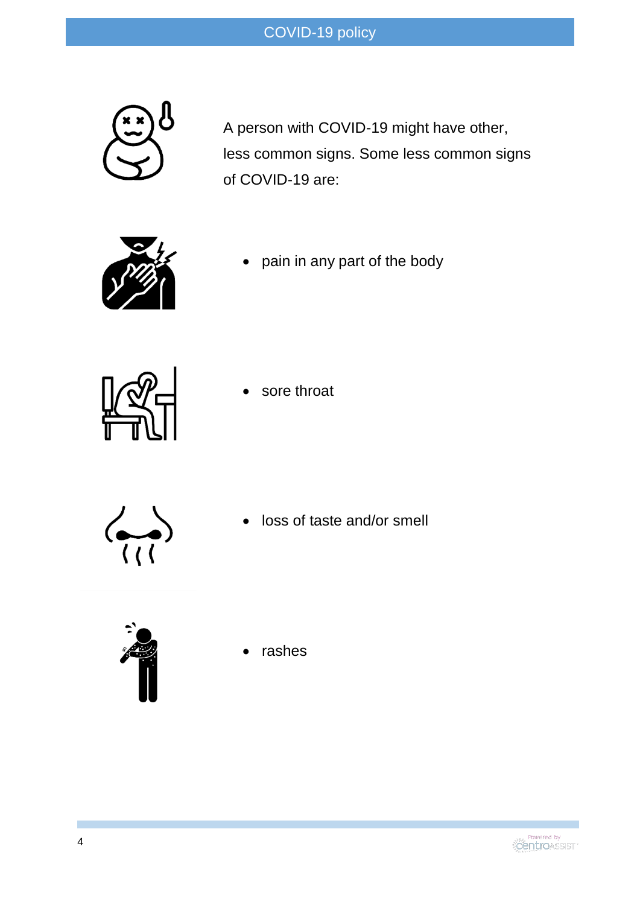A person with COVID-19 might have other, less common signs. Some less common signs of COVID-19 are:

- pain in any part of the body
- sore throat
- loss of taste and/or smell
- rashes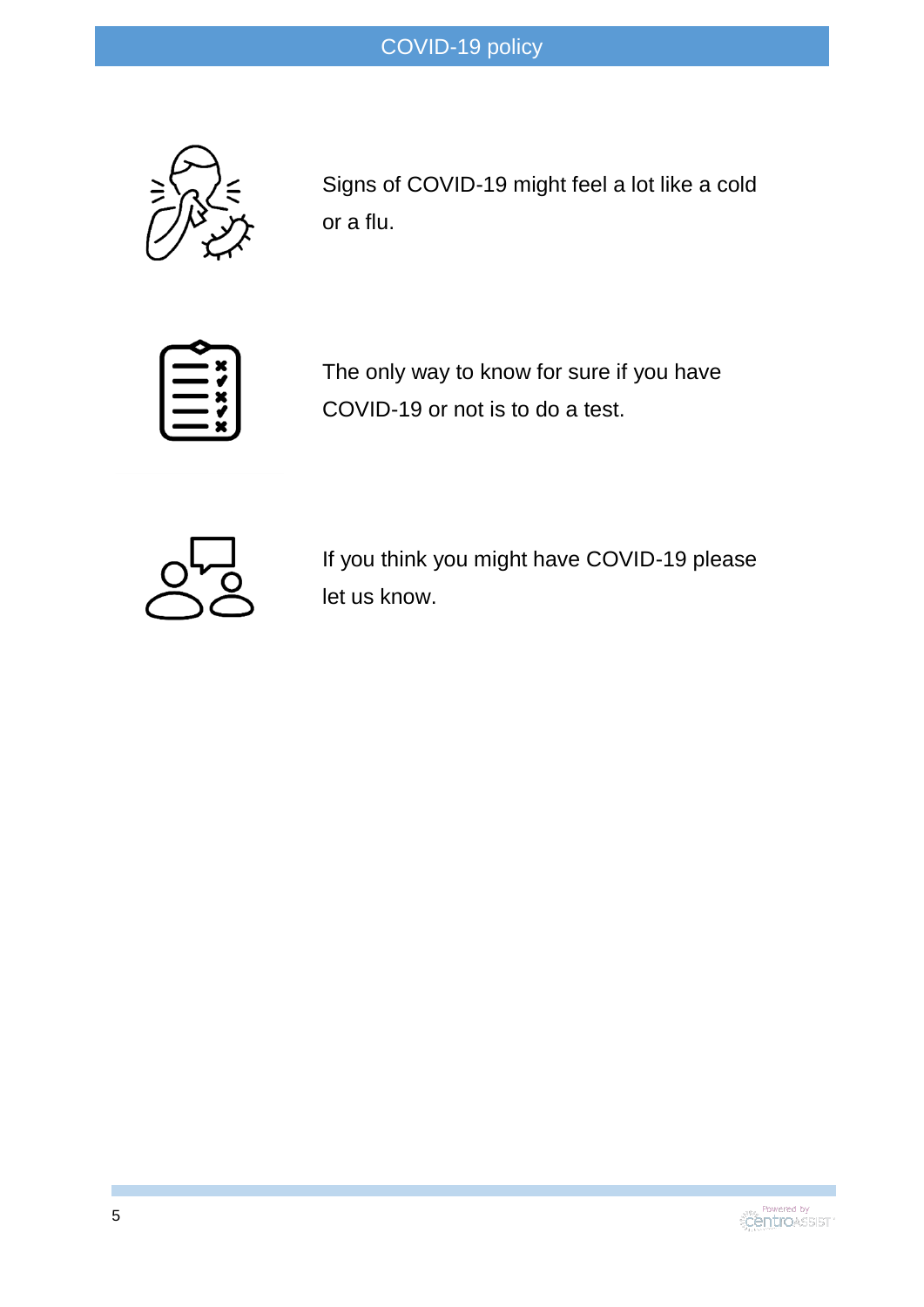Signs of COVID-19 might feel a lot like a cold or a flu.

The only way to know for sure if you have COVID-19 or not is to do a test.

If you think you might have COVID-19 please let us know.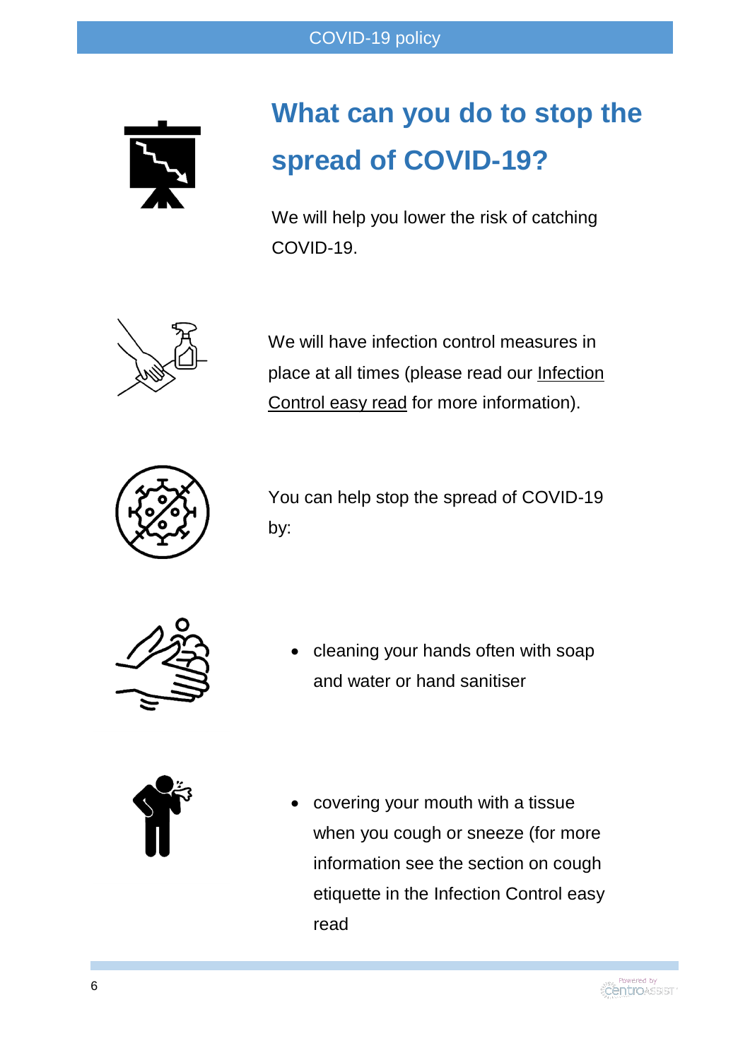# What can you do to stop the spread of COVID-19?

We will help you lower the risk of catching COVID-19.

We will have infection control measures in place at all times (please read our Infection Control easy read for more information).

You can help stop the spread of COVID-19 by:

- cleaning your hands often with soap and water or hand sanitiser
- covering your mouth with a tissue when you cough or sneeze (for more information see the section on cough etiquette in the Infection Control easy read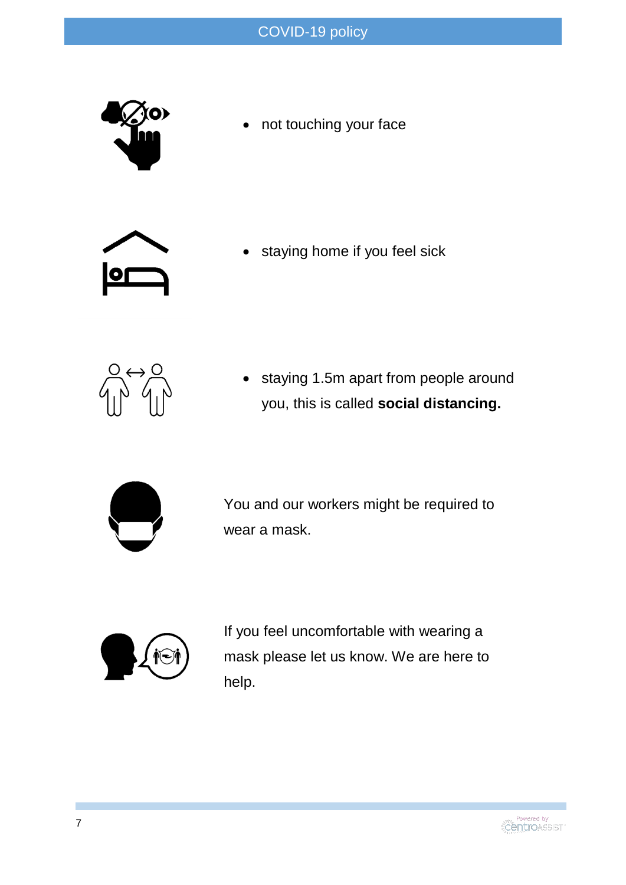- not touching your face
- staying home if you feel sick
- staying 1.5m apart from people around you, this is called **social distancing.**

You and our workers might be required to wear a mask.

If you feel uncomfortable with wearing a mask please let us know. We are here to help.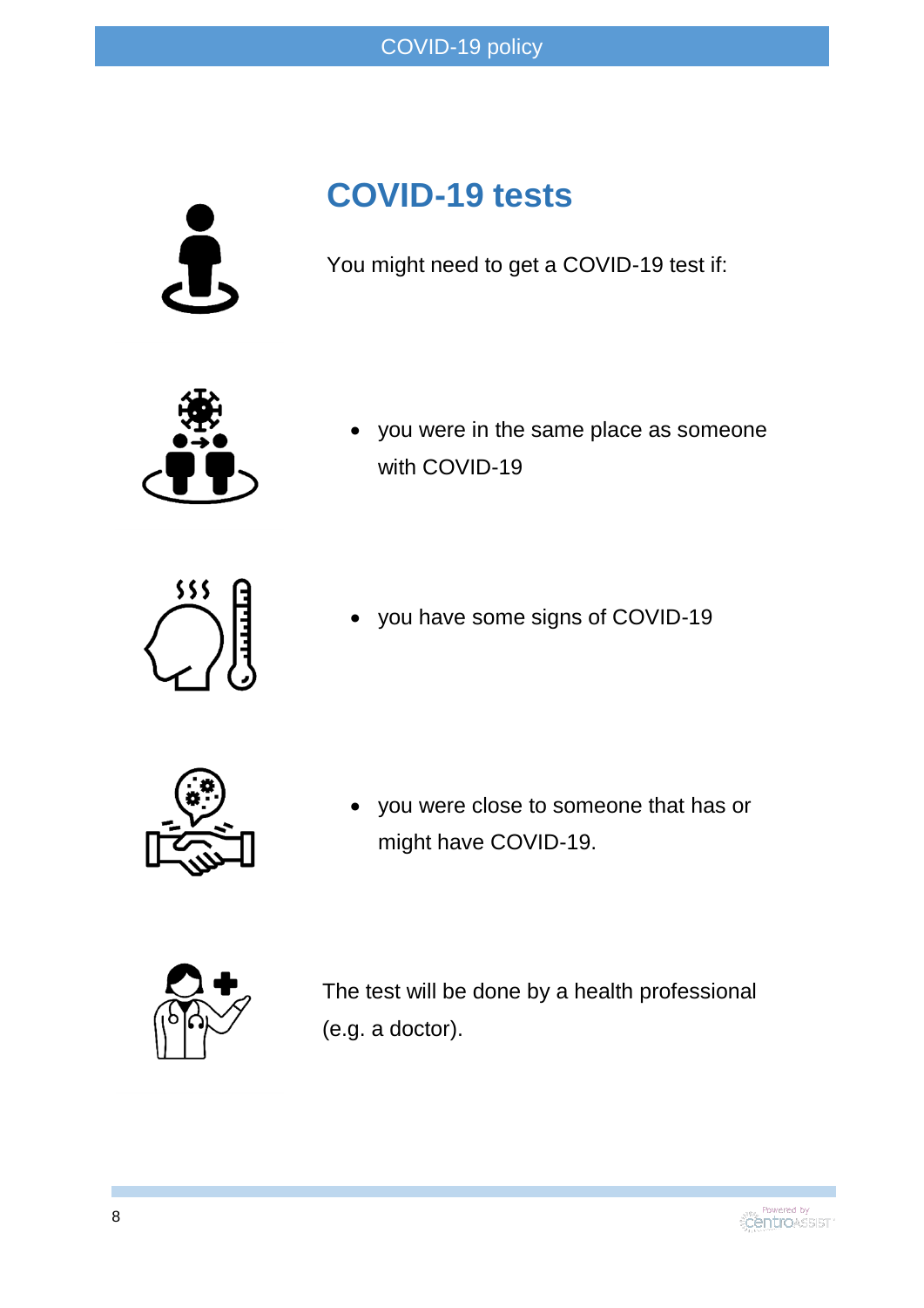## COVID-19 tests

You might need to get a COVID-19 test if:

- you were in the same place as someone with COVID-19
- you have some signs of COVID-19
- you were close to someone that has or might have COVID-19.

The test will be done by a health professional (e.g. a doctor).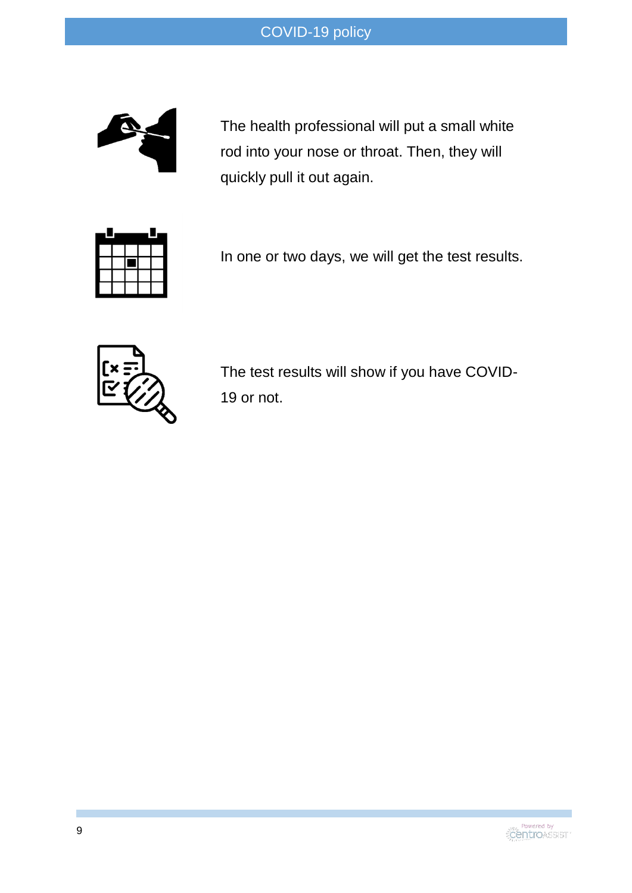The health professional will put a small white rod into your nose or throat. Then, they will quickly pull it out again.

In one or two days, we will get the test results.

The test results will show if you have COVID-19 or not.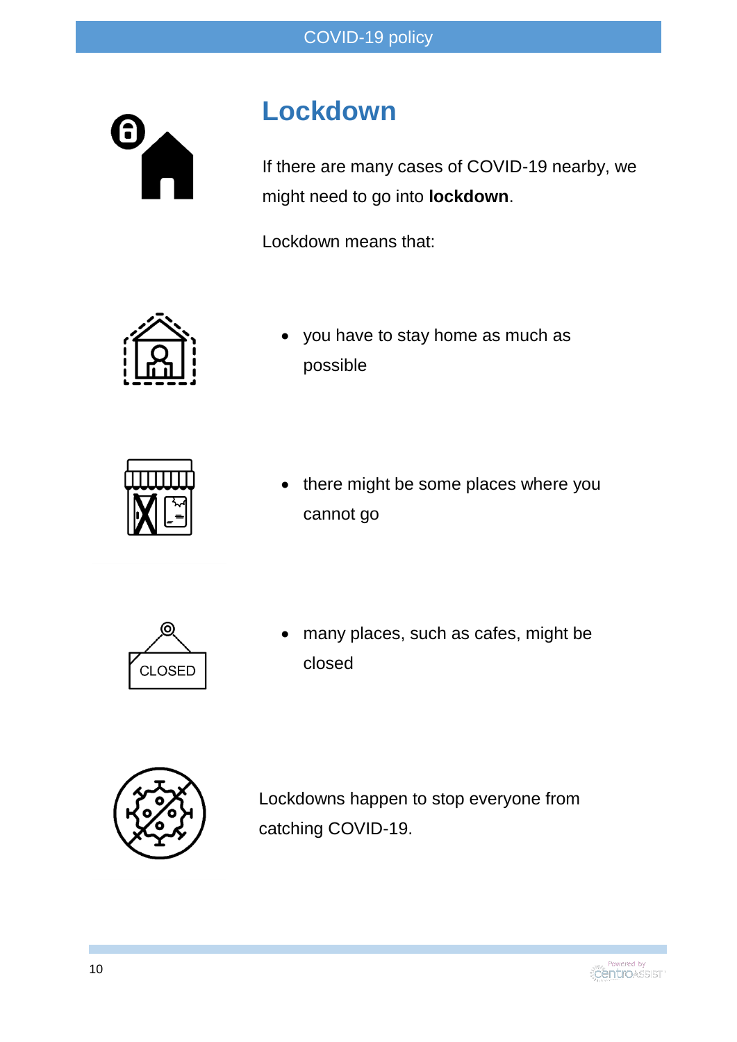# Lockdown

If there are many cases of COVID-19 nearby, we might need to go into **lockdown**.

Lockdown means that:

- you have to stay home as much as possible
- there might be some places where you cannot go
- many places, such as cafes, might be closed

Lockdowns happen to stop everyone from catching COVID-19.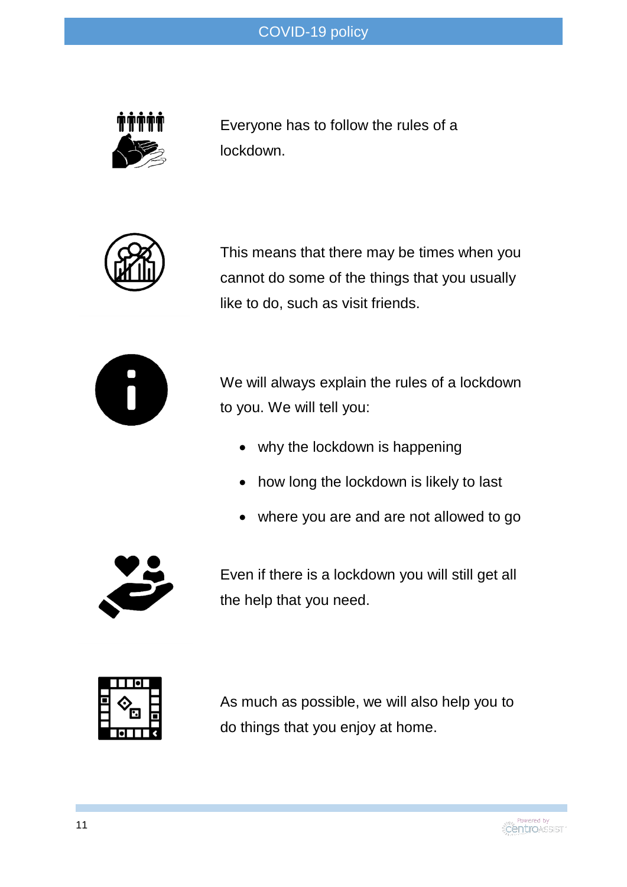Everyone has to follow the rules of a lockdown.

This means that there may be times when you cannot do some of the things that you usually like to do, such as visit friends.

We will always explain the rules of a lockdown to you. We will tell you:

- why the lockdown is happening
- how long the lockdown is likely to last
- where you are and are not allowed to go

Even if there is a lockdown you will still get all the help that you need.

As much as possible, we will also help you to do things that you enjoy at home.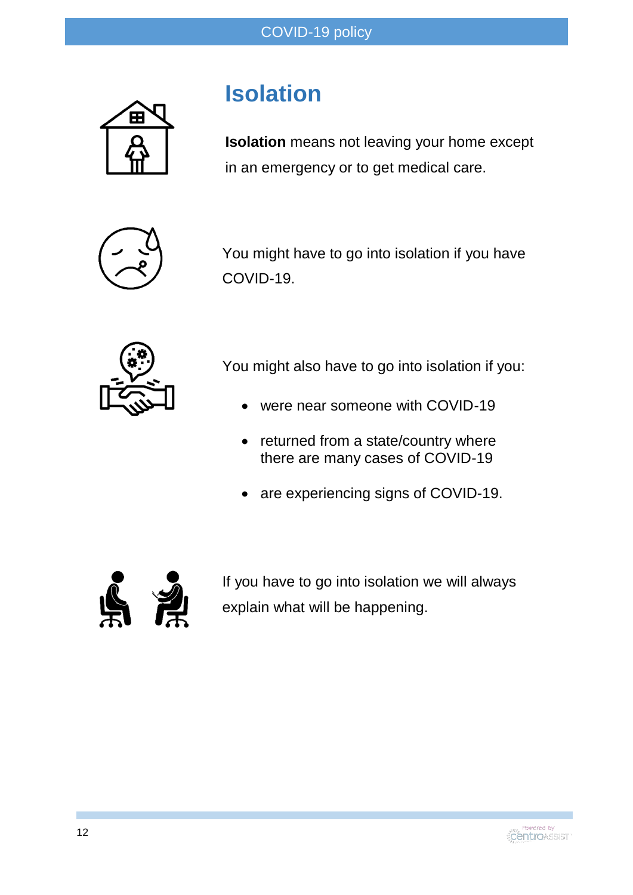# Isolation

**Isolation** means not leaving your home except in an emergency or to get medical care.

You might have to go into isolation if you have COVID-19.

You might also have to go into isolation if you:

- were near someone with COVID-19
- returned from a state/country where there are many cases of COVID-19
- are experiencing signs of COVID-19.

If you have to go into isolation we will always explain what will be happening.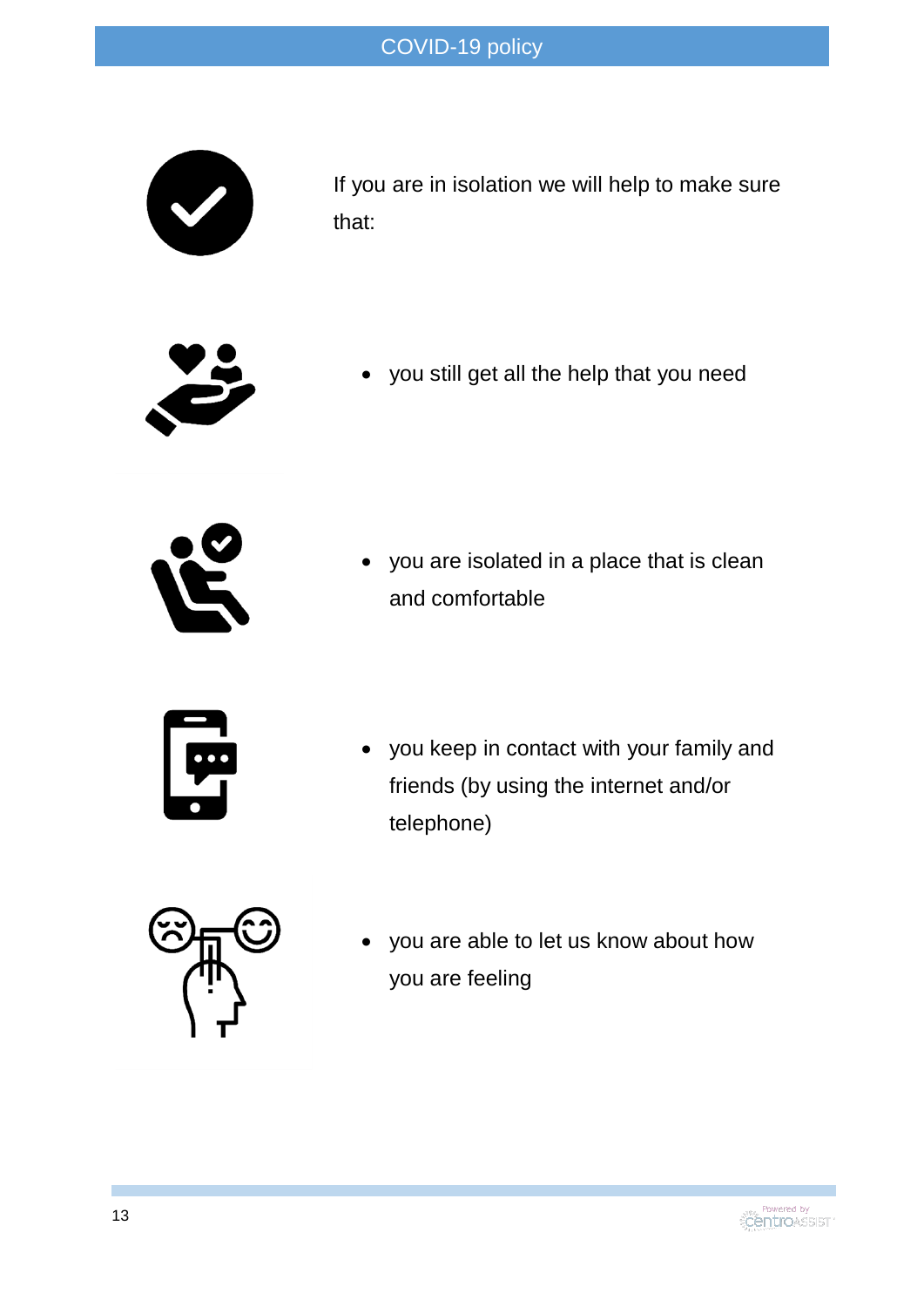If you are in isolation we will help to make sure that:

- you still get all the help that you need
- you are isolated in a place that is clean and comfortable
- you keep in contact with your family and friends (by using the internet and/or telephone)
- you are able to let us know about how you are feeling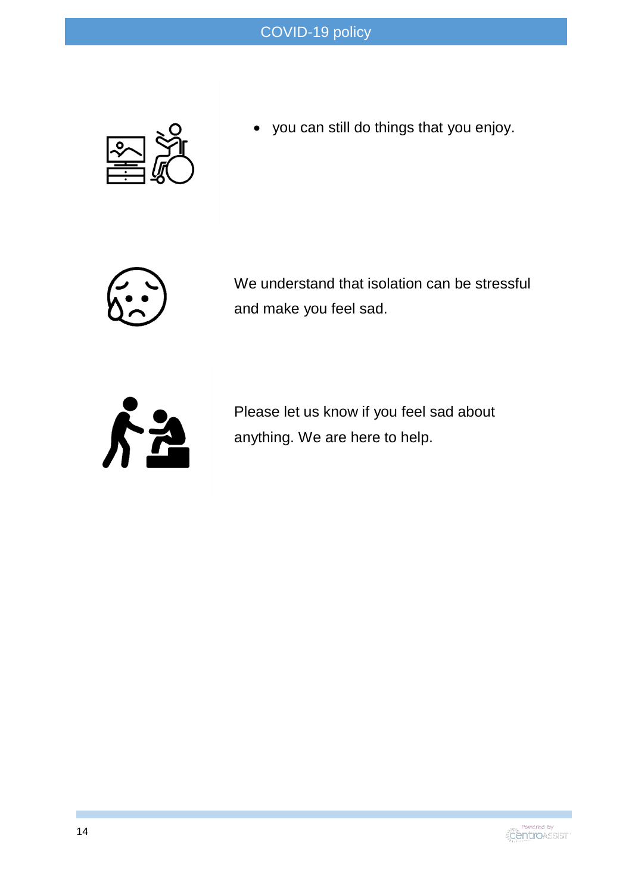- you can still do things that you enjoy.

We understand that isolation can be stressful and make you feel sad.

Please let us know if you feel sad about anything. We are here to help.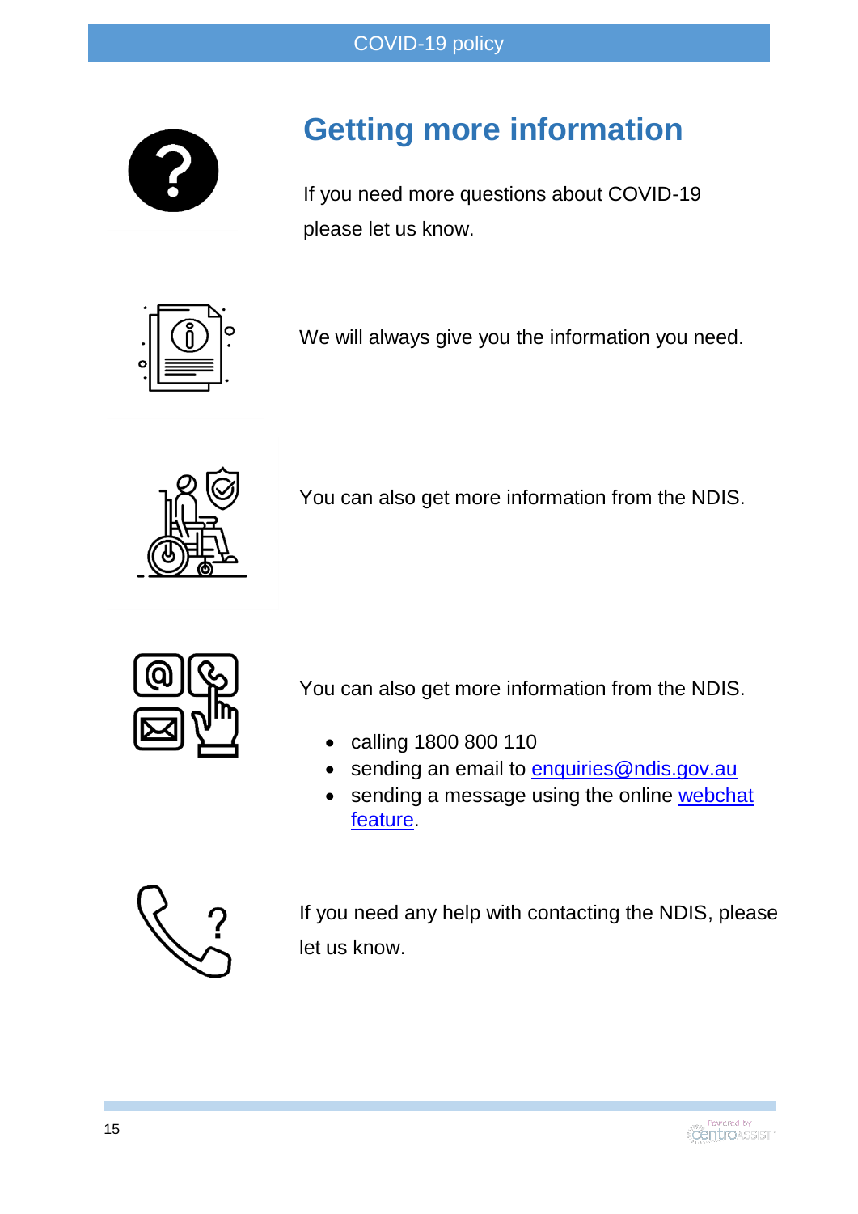## Getting more information

If you need more questions about COVID-19 please let us know.

We will always give you the information you need.

You can also get more information from the NDIS.

You can also get more information from the NDIS.

- calling 1800 800 110
- sending an email to enquiries@ndis.gov.au
- sending a message using the online webchat feature.

If you need any help with contacting the NDIS, please let us know.